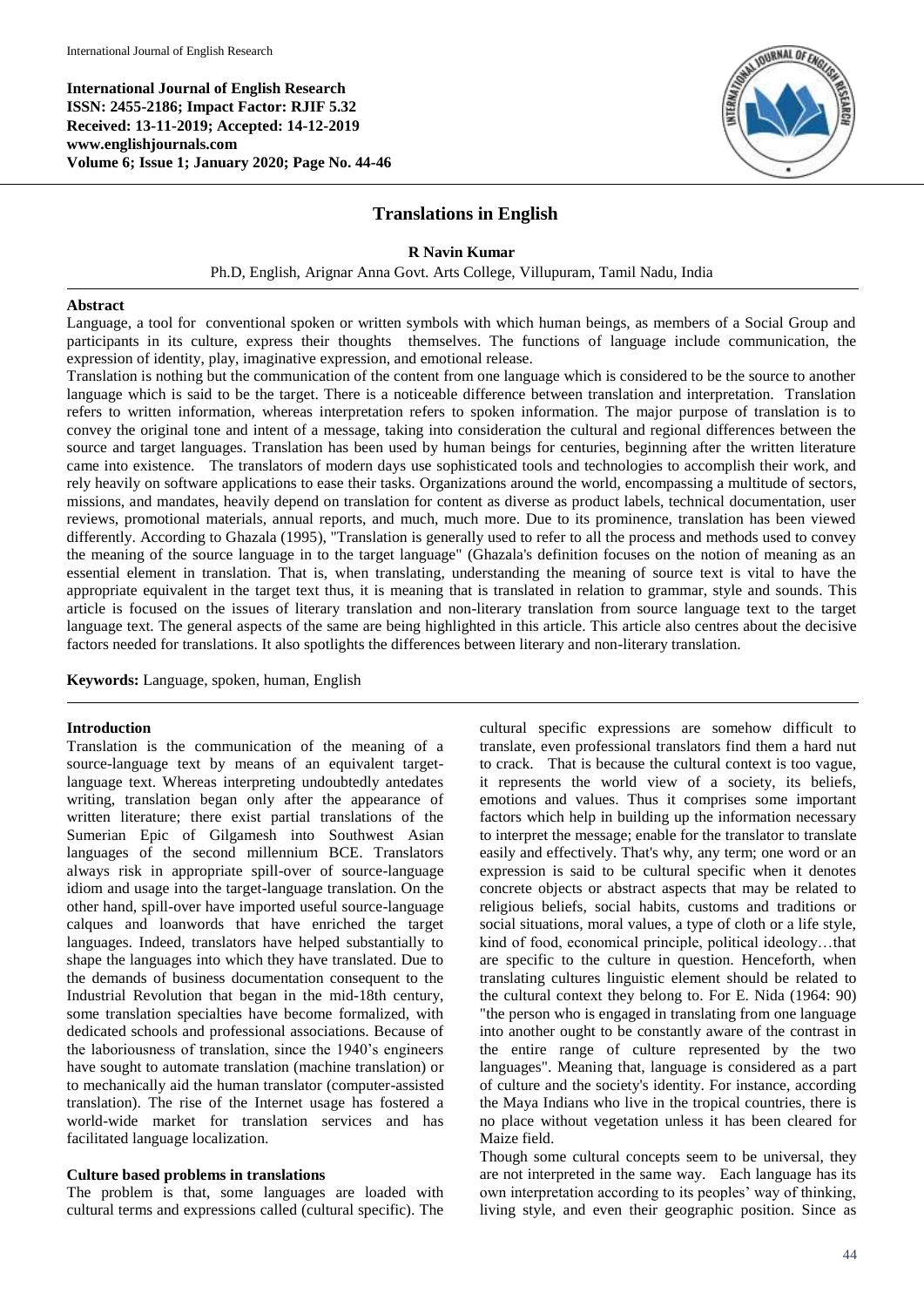**International Journal of English Research**
**ISSN: 2455-2186; Impact Factor: RJIF 5.32**
**Received: 13-11-2019; Accepted: 14-12-2019**
**www.englishjournals.com**
**Volume 6; Issue 1; January 2020; Page No. 44-46**

# Translations in English

**R Navin Kumar**

Ph.D, English, Arignar Anna Govt. Arts College, Villupuram, Tamil Nadu, India

## Abstract

Language, a tool for conventional spoken or written symbols with which human beings, as members of a Social Group and participants in its culture, express their thoughts themselves. The functions of language include communication, the expression of identity, play, imaginative expression, and emotional release.

Translation is nothing but the communication of the content from one language which is considered to be the source to another language which is said to be the target. There is a noticeable difference between translation and interpretation. Translation refers to written information, whereas interpretation refers to spoken information. The major purpose of translation is to convey the original tone and intent of a message, taking into consideration the cultural and regional differences between the source and target languages. Translation has been used by human beings for centuries, beginning after the written literature came into existence. The translators of modern days use sophisticated tools and technologies to accomplish their work, and rely heavily on software applications to ease their tasks. Organizations around the world, encompassing a multitude of sectors, missions, and mandates, heavily depend on translation for content as diverse as product labels, technical documentation, user reviews, promotional materials, annual reports, and much, much more. Due to its prominence, translation has been viewed differently. According to Ghazala (1995), "Translation is generally used to refer to all the process and methods used to convey the meaning of the source language in to the target language" (Ghazala's definition focuses on the notion of meaning as an essential element in translation. That is, when translating, understanding the meaning of source text is vital to have the appropriate equivalent in the target text thus, it is meaning that is translated in relation to grammar, style and sounds. This article is focused on the issues of literary translation and non-literary translation from source language text to the target language text. The general aspects of the same are being highlighted in this article. This article also centres about the decisive factors needed for translations. It also spotlights the differences between literary and non-literary translation.

**Keywords:** Language, spoken, human, English

## Introduction

Translation is the communication of the meaning of a source-language text by means of an equivalent target-language text. Whereas interpreting undoubtedly antedates writing, translation began only after the appearance of written literature; there exist partial translations of the Sumerian Epic of Gilgamesh into Southwest Asian languages of the second millennium BCE. Translators always risk in appropriate spill-over of source-language idiom and usage into the target-language translation. On the other hand, spill-over have imported useful source-language calques and loanwords that have enriched the target languages. Indeed, translators have helped substantially to shape the languages into which they have translated. Due to the demands of business documentation consequent to the Industrial Revolution that began in the mid-18th century, some translation specialties have become formalized, with dedicated schools and professional associations. Because of the laboriousness of translation, since the 1940's engineers have sought to automate translation (machine translation) or to mechanically aid the human translator (computer-assisted translation). The rise of the Internet usage has fostered a world-wide market for translation services and has facilitated language localization.

### Culture based problems in translations

The problem is that, some languages are loaded with cultural terms and expressions called (cultural specific). The cultural specific expressions are somehow difficult to translate, even professional translators find them a hard nut to crack. That is because the cultural context is too vague, it represents the world view of a society, its beliefs, emotions and values. Thus it comprises some important factors which help in building up the information necessary to interpret the message; enable for the translator to translate easily and effectively. That's why, any term; one word or an expression is said to be cultural specific when it denotes concrete objects or abstract aspects that may be related to religious beliefs, social habits, customs and traditions or social situations, moral values, a type of cloth or a life style, kind of food, economical principle, political ideology…that are specific to the culture in question. Henceforth, when translating cultures linguistic element should be related to the cultural context they belong to. For E. Nida (1964: 90) "the person who is engaged in translating from one language into another ought to be constantly aware of the contrast in the entire range of culture represented by the two languages". Meaning that, language is considered as a part of culture and the society's identity. For instance, according the Maya Indians who live in the tropical countries, there is no place without vegetation unless it has been cleared for Maize field.

Though some cultural concepts seem to be universal, they are not interpreted in the same way. Each language has its own interpretation according to its peoples' way of thinking, living style, and even their geographic position. Since as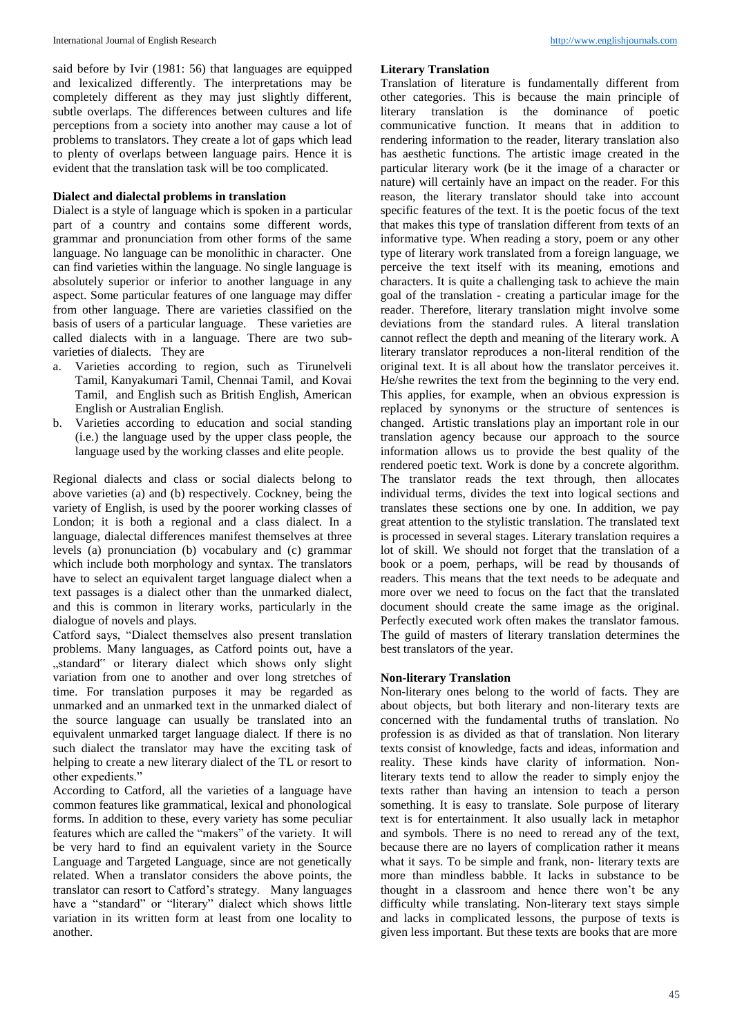said before by Ivir (1981: 56) that languages are equipped and lexicalized differently. The interpretations may be completely different as they may just slightly different, subtle overlaps. The differences between cultures and life perceptions from a society into another may cause a lot of problems to translators. They create a lot of gaps which lead to plenty of overlaps between language pairs. Hence it is evident that the translation task will be too complicated.

**Dialect and dialectal problems in translation**

Dialect is a style of language which is spoken in a particular part of a country and contains some different words, grammar and pronunciation from other forms of the same language. No language can be monolithic in character. One can find varieties within the language. No single language is absolutely superior or inferior to another language in any aspect. Some particular features of one language may differ from other language. There are varieties classified on the basis of users of a particular language. These varieties are called dialects with in a language. There are two sub-varieties of dialects. They are

a. Varieties according to region, such as Tirunelveli Tamil, Kanyakumari Tamil, Chennai Tamil, and Kovai Tamil, and English such as British English, American English or Australian English.
b. Varieties according to education and social standing (i.e.) the language used by the upper class people, the language used by the working classes and elite people.

Regional dialects and class or social dialects belong to above varieties (a) and (b) respectively. Cockney, being the variety of English, is used by the poorer working classes of London; it is both a regional and a class dialect. In a language, dialectal differences manifest themselves at three levels (a) pronunciation (b) vocabulary and (c) grammar which include both morphology and syntax. The translators have to select an equivalent target language dialect when a text passages is a dialect other than the unmarked dialect, and this is common in literary works, particularly in the dialogue of novels and plays.

Catford says, "Dialect themselves also present translation problems. Many languages, as Catford points out, have a „standard" or literary dialect which shows only slight variation from one to another and over long stretches of time. For translation purposes it may be regarded as unmarked and an unmarked text in the unmarked dialect of the source language can usually be translated into an equivalent unmarked target language dialect. If there is no such dialect the translator may have the exciting task of helping to create a new literary dialect of the TL or resort to other expedients."

According to Catford, all the varieties of a language have common features like grammatical, lexical and phonological forms. In addition to these, every variety has some peculiar features which are called the "makers" of the variety. It will be very hard to find an equivalent variety in the Source Language and Targeted Language, since are not genetically related. When a translator considers the above points, the translator can resort to Catford's strategy. Many languages have a "standard" or "literary" dialect which shows little variation in its written form at least from one locality to another.

**Literary Translation**

Translation of literature is fundamentally different from other categories. This is because the main principle of literary translation is the dominance of poetic communicative function. It means that in addition to rendering information to the reader, literary translation also has aesthetic functions. The artistic image created in the particular literary work (be it the image of a character or nature) will certainly have an impact on the reader. For this reason, the literary translator should take into account specific features of the text. It is the poetic focus of the text that makes this type of translation different from texts of an informative type. When reading a story, poem or any other type of literary work translated from a foreign language, we perceive the text itself with its meaning, emotions and characters. It is quite a challenging task to achieve the main goal of the translation - creating a particular image for the reader. Therefore, literary translation might involve some deviations from the standard rules. A literal translation cannot reflect the depth and meaning of the literary work. A literary translator reproduces a non-literal rendition of the original text. It is all about how the translator perceives it. He/she rewrites the text from the beginning to the very end. This applies, for example, when an obvious expression is replaced by synonyms or the structure of sentences is changed. Artistic translations play an important role in our translation agency because our approach to the source information allows us to provide the best quality of the rendered poetic text. Work is done by a concrete algorithm. The translator reads the text through, then allocates individual terms, divides the text into logical sections and translates these sections one by one. In addition, we pay great attention to the stylistic translation. The translated text is processed in several stages. Literary translation requires a lot of skill. We should not forget that the translation of a book or a poem, perhaps, will be read by thousands of readers. This means that the text needs to be adequate and more over we need to focus on the fact that the translated document should create the same image as the original. Perfectly executed work often makes the translator famous. The guild of masters of literary translation determines the best translators of the year.

**Non-literary Translation**

Non-literary ones belong to the world of facts. They are about objects, but both literary and non-literary texts are concerned with the fundamental truths of translation. No profession is as divided as that of translation. Non literary texts consist of knowledge, facts and ideas, information and reality. These kinds have clarity of information. Non-literary texts tend to allow the reader to simply enjoy the texts rather than having an intension to teach a person something. It is easy to translate. Sole purpose of literary text is for entertainment. It also usually lack in metaphor and symbols. There is no need to reread any of the text, because there are no layers of complication rather it means what it says. To be simple and frank, non- literary texts are more than mindless babble. It lacks in substance to be thought in a classroom and hence there won't be any difficulty while translating. Non-literary text stays simple and lacks in complicated lessons, the purpose of texts is given less important. But these texts are books that are more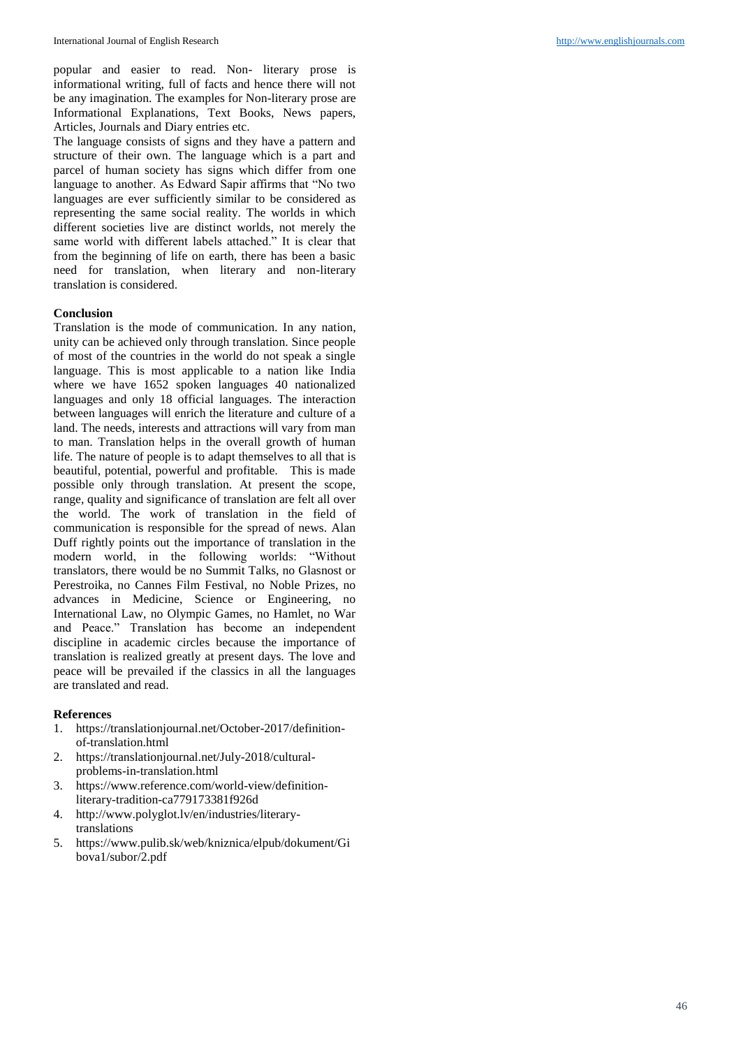popular and easier to read. Non- literary prose is informational writing, full of facts and hence there will not be any imagination. The examples for Non-literary prose are Informational Explanations, Text Books, News papers, Articles, Journals and Diary entries etc.

The language consists of signs and they have a pattern and structure of their own. The language which is a part and parcel of human society has signs which differ from one language to another. As Edward Sapir affirms that "No two languages are ever sufficiently similar to be considered as representing the same social reality. The worlds in which different societies live are distinct worlds, not merely the same world with different labels attached." It is clear that from the beginning of life on earth, there has been a basic need for translation, when literary and non-literary translation is considered.

**Conclusion**

Translation is the mode of communication. In any nation, unity can be achieved only through translation. Since people of most of the countries in the world do not speak a single language. This is most applicable to a nation like India where we have 1652 spoken languages 40 nationalized languages and only 18 official languages. The interaction between languages will enrich the literature and culture of a land. The needs, interests and attractions will vary from man to man. Translation helps in the overall growth of human life. The nature of people is to adapt themselves to all that is beautiful, potential, powerful and profitable. This is made possible only through translation. At present the scope, range, quality and significance of translation are felt all over the world. The work of translation in the field of communication is responsible for the spread of news. Alan Duff rightly points out the importance of translation in the modern world, in the following worlds: "Without translators, there would be no Summit Talks, no Glasnost or Perestroika, no Cannes Film Festival, no Noble Prizes, no advances in Medicine, Science or Engineering, no International Law, no Olympic Games, no Hamlet, no War and Peace." Translation has become an independent discipline in academic circles because the importance of translation is realized greatly at present days. The love and peace will be prevailed if the classics in all the languages are translated and read.

**References**

1. https://translationjournal.net/October-2017/definition-of-translation.html
2. https://translationjournal.net/July-2018/cultural-problems-in-translation.html
3. https://www.reference.com/world-view/definition-literary-tradition-ca779173381f926d
4. http://www.polyglot.lv/en/industries/literary-translations
5. https://www.pulib.sk/web/kniznica/elpub/dokument/Gibova1/subor/2.pdf